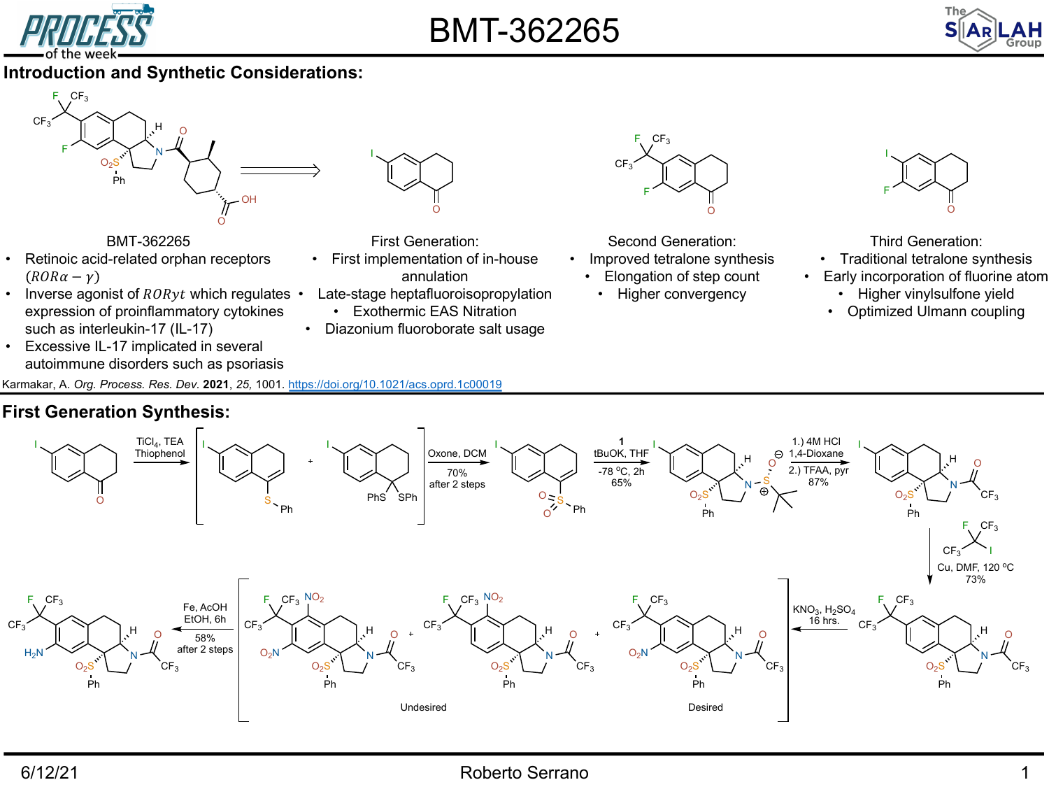# BMT-362265

## Introduction and Synthetic Considerations:

**BMT-362265**
- Retinoic acid-related orphan receptors ($ROR\alpha - \gamma$)
- Inverse agonist of $ROR\gamma t$ which regulates expression of proinflammatory cytokines such as interleukin-17 (IL-17)
- Excessive IL-17 implicated in several autoimmune disorders such as psoriasis

**First Generation:**
- First implementation of in-house annulation
- Late-stage heptafluoroisopropylation
- Exothermic EAS Nitration
- Diazonium fluoroborate salt usage

**Second Generation:**
- Improved tetralone synthesis
- Elongation of step count
- Higher convergency

**Third Generation:**
- Traditional tetralone synthesis
- Early incorporation of fluorine atom
- Higher vinylsulfone yield
- Optimized Ulmann coupling

Karmakar, A. *Org. Process. Res. Dev.* **2021**, *25,* 1001. https://doi.org/10.1021/acs.oprd.1c00019

## First Generation Synthesis:

- $TiCl_4$, TEA, Thiophenol
- Oxone, DCM; 70% after 2 steps
- **1**, tBuOK, THF, -78 °C, 2h; 65%
- 1.) 4M HCl 1,4-Dioxane; 2.) TFAA, pyr; 87%
- Cu, DMF, 120 °C; 73%
- $KNO_3$, $H_2SO_4$, 16 hrs. (Undesired / Desired)
- Fe, AcOH, EtOH, 6h; 58% after 2 steps

6/12/21 — Roberto Serrano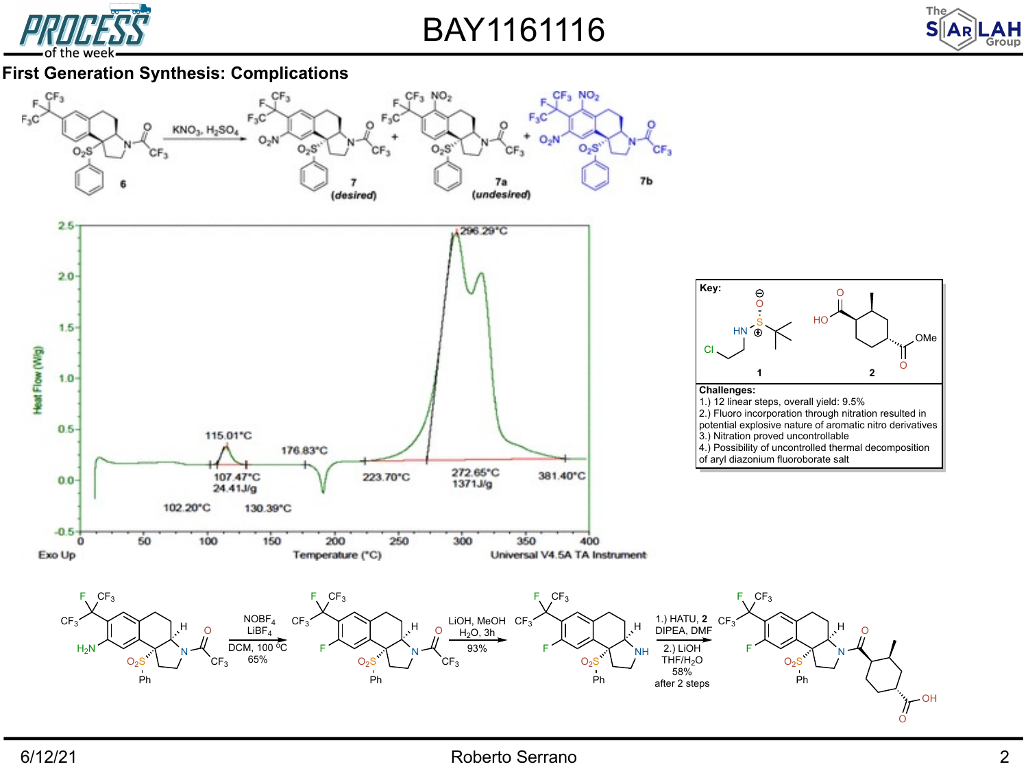## First Generation Synthesis: Complications

6 → KNO₃, H₂SO₄ → 7 *(desired)* + 7a *(undesired)* + 7b

Heat Flow (W/g) vs Temperature (°C)

115.01°C, 107.47°C, 24.41J/g, 102.20°C, 130.39°C, 176.83°C, 223.70°C, 296.29°C, 272.65°C, 1371J/g, 381.40°C

Exo Up — Universal V4.5A TA Instrument

**Key:** 1, 2

**Challenges:**

1.) 12 linear steps, overall yield: 9.5%
2.) Fluoro incorporation through nitration resulted in potential explosive nature of aromatic nitro derivatives
3.) Nitration proved uncontrollable
4.) Possibility of uncontrolled thermal decomposition of aryl diazonium fluoroborate salt

NOBF₄, LiBF₄, DCM, 100 °C, 65% → LiOH, MeOH, H₂O, 3h, 93% → 1.) HATU, **2**, DIPEA, DMF; 2.) LiOH, THF/H₂O; 58% after 2 steps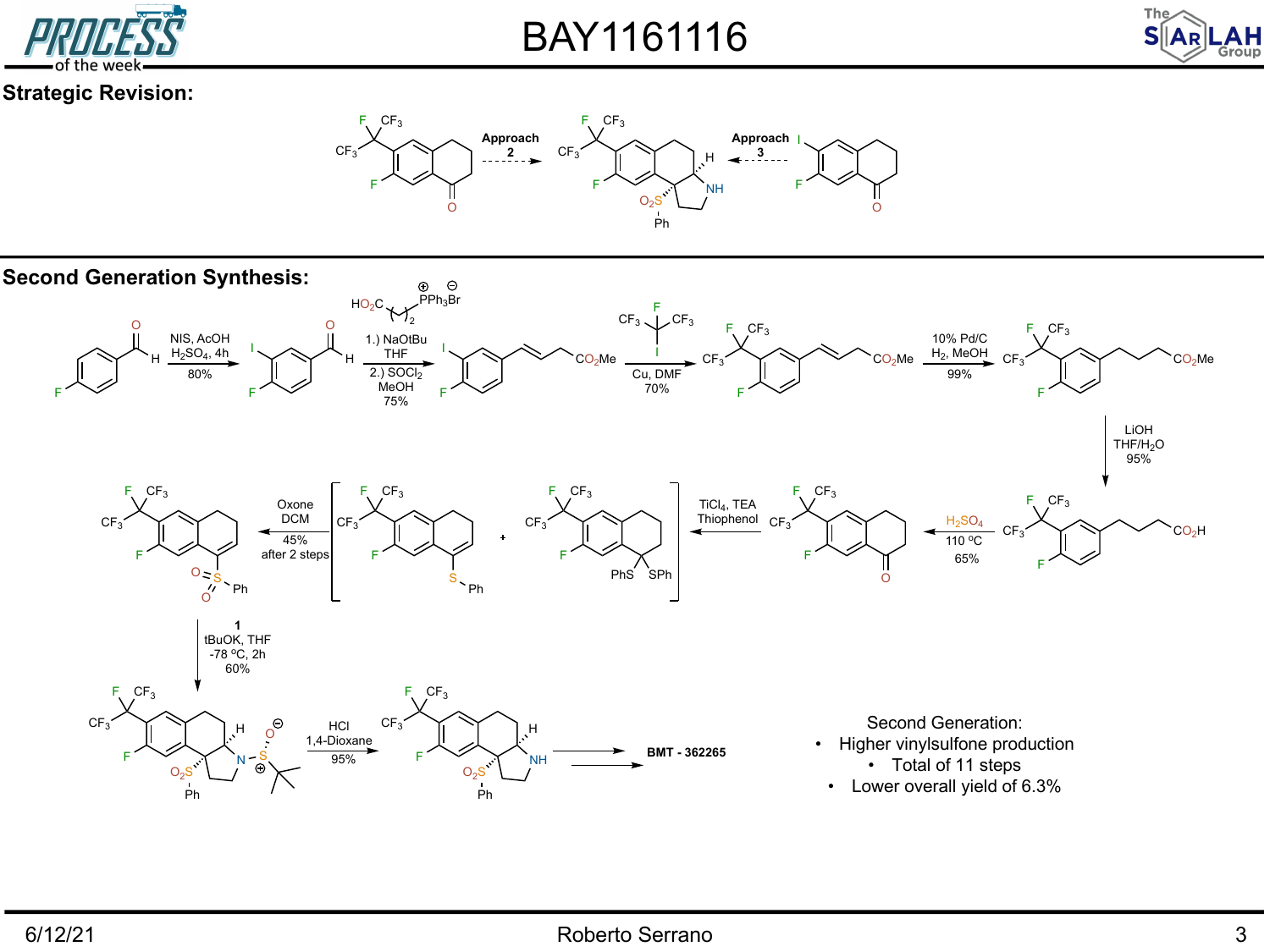# BAY1161116

## Strategic Revision:

Approach 2

Approach 3

## Second Generation Synthesis:

NIS, AcOH, $H_2SO_4$, 4h, 80%

1.) NaOtBu, THF; 2.) $SOCl_2$, MeOH, 75%

Cu, DMF, 70%

10% Pd/C, $H_2$, MeOH, 99%

LiOH, THF/$H_2O$, 95%

$H_2SO_4$, 110 °C, 65%

$TiCl_4$, TEA, Thiophenol

Oxone, DCM, 45% after 2 steps

1, tBuOK, THF, -78 °C, 2h, 60%

HCl, 1,4-Dioxane, 95%

BMT - 362265

Second Generation:

- Higher vinylsulfone production
  - Total of 11 steps
- Lower overall yield of 6.3%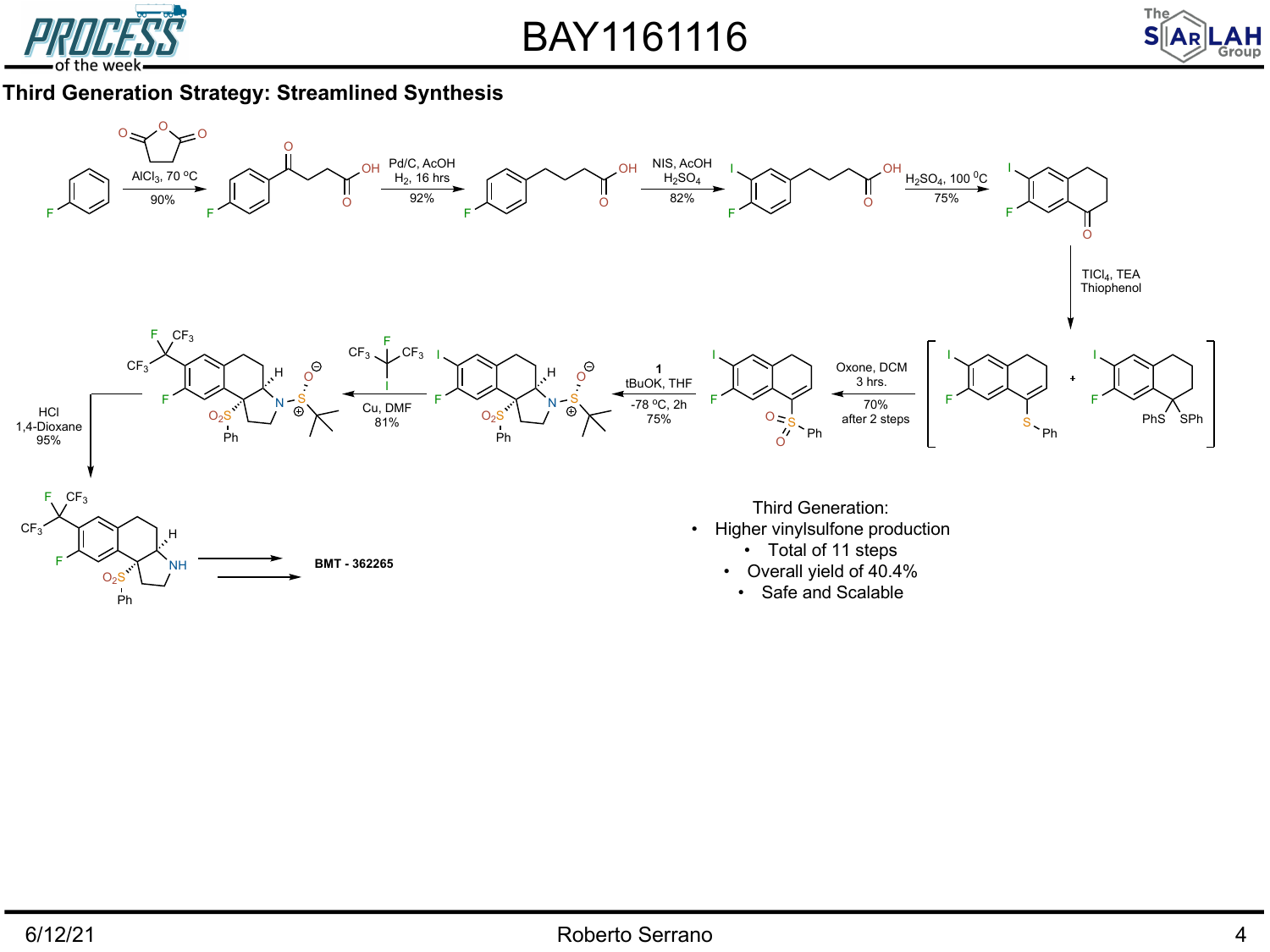# BAY1161116

## Third Generation Strategy: Streamlined Synthesis

$AlCl_3$, 70 °C
90%

Pd/C, AcOH
$H_2$, 16 hrs
92%

NIS, AcOH
$H_2SO_4$
82%

$H_2SO_4$, 100 °C
75%

$TiCl_4$, TEA
Thiophenol

Oxone, DCM
3 hrs.
70%
after 2 steps

1
tBuOK, THF
-78 °C, 2h
75%

Cu, DMF
81%

HCl
1,4-Dioxane
95%

BMT - 362265

Third Generation:

- Higher vinylsulfone production
  - Total of 11 steps
- Overall yield of 40.4%
  - Safe and Scalable